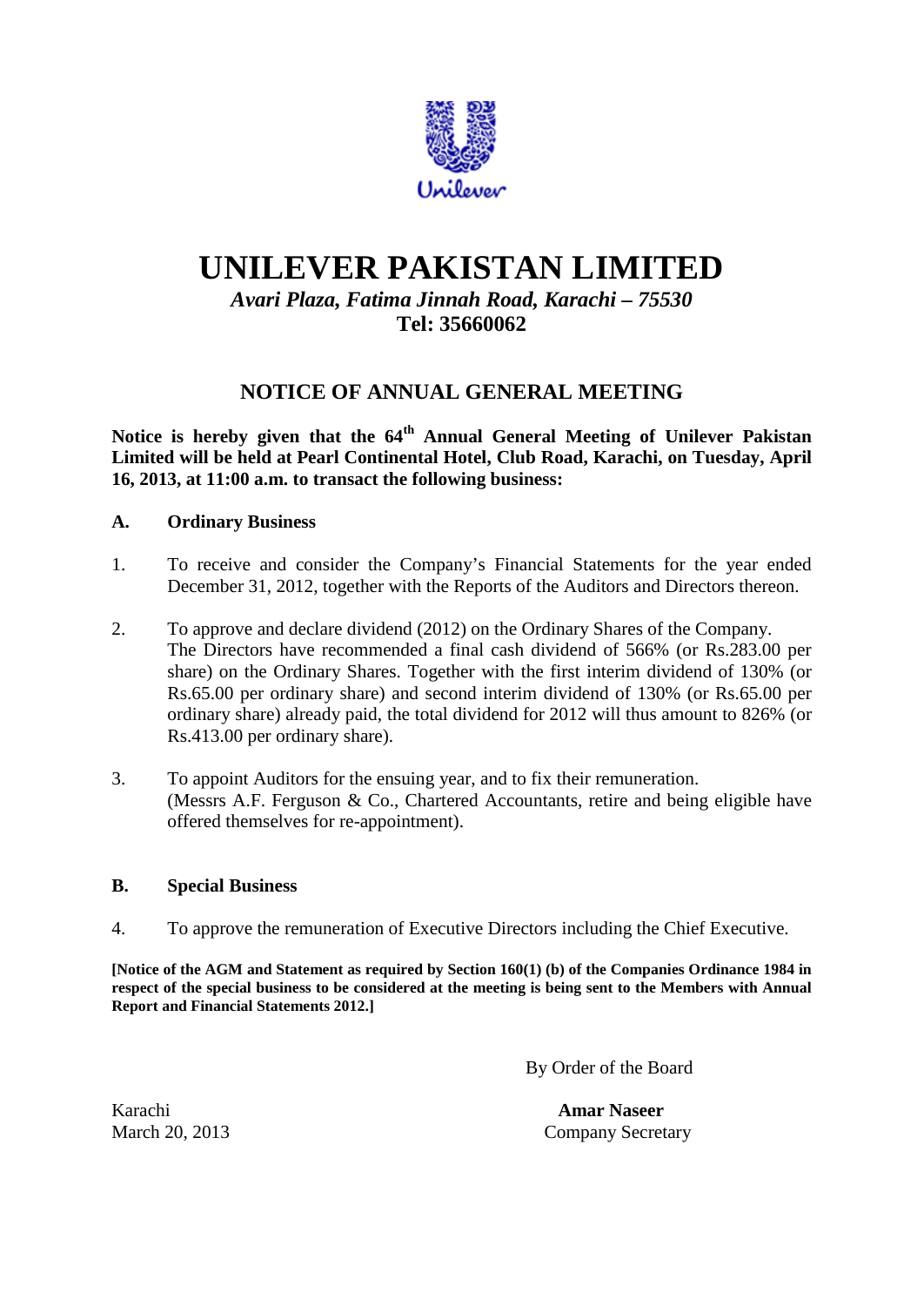# UNILEVER PAKISTAN LIMITED

*Avari Plaza, Fatima Jinnah Road, Karachi – 75530*

**Tel: 35660062**

## NOTICE OF ANNUAL GENERAL MEETING

**Notice is hereby given that the 64th Annual General Meeting of Unilever Pakistan Limited will be held at Pearl Continental Hotel, Club Road, Karachi, on Tuesday, April 16, 2013, at 11:00 a.m. to transact the following business:**

**A. Ordinary Business**

1. To receive and consider the Company's Financial Statements for the year ended December 31, 2012, together with the Reports of the Auditors and Directors thereon.

2. To approve and declare dividend (2012) on the Ordinary Shares of the Company. The Directors have recommended a final cash dividend of 566% (or Rs.283.00 per share) on the Ordinary Shares. Together with the first interim dividend of 130% (or Rs.65.00 per ordinary share) and second interim dividend of 130% (or Rs.65.00 per ordinary share) already paid, the total dividend for 2012 will thus amount to 826% (or Rs.413.00 per ordinary share).

3. To appoint Auditors for the ensuing year, and to fix their remuneration. (Messrs A.F. Ferguson & Co., Chartered Accountants, retire and being eligible have offered themselves for re-appointment).

**B. Special Business**

4. To approve the remuneration of Executive Directors including the Chief Executive.

**[Notice of the AGM and Statement as required by Section 160(1) (b) of the Companies Ordinance 1984 in respect of the special business to be considered at the meeting is being sent to the Members with Annual Report and Financial Statements 2012.]**

By Order of the Board

**Amar Naseer**
Company Secretary

Karachi
March 20, 2013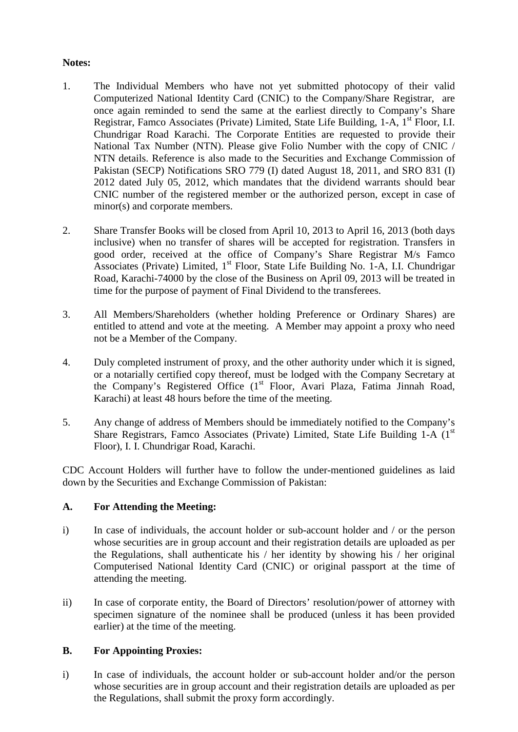**Notes:**

1. The Individual Members who have not yet submitted photocopy of their valid Computerized National Identity Card (CNIC) to the Company/Share Registrar, are once again reminded to send the same at the earliest directly to Company's Share Registrar, Famco Associates (Private) Limited, State Life Building, 1-A, 1st Floor, I.I. Chundrigar Road Karachi. The Corporate Entities are requested to provide their National Tax Number (NTN). Please give Folio Number with the copy of CNIC / NTN details. Reference is also made to the Securities and Exchange Commission of Pakistan (SECP) Notifications SRO 779 (I) dated August 18, 2011, and SRO 831 (I) 2012 dated July 05, 2012, which mandates that the dividend warrants should bear CNIC number of the registered member or the authorized person, except in case of minor(s) and corporate members.

2. Share Transfer Books will be closed from April 10, 2013 to April 16, 2013 (both days inclusive) when no transfer of shares will be accepted for registration. Transfers in good order, received at the office of Company's Share Registrar M/s Famco Associates (Private) Limited, 1st Floor, State Life Building No. 1-A, I.I. Chundrigar Road, Karachi-74000 by the close of the Business on April 09, 2013 will be treated in time for the purpose of payment of Final Dividend to the transferees.

3. All Members/Shareholders (whether holding Preference or Ordinary Shares) are entitled to attend and vote at the meeting. A Member may appoint a proxy who need not be a Member of the Company.

4. Duly completed instrument of proxy, and the other authority under which it is signed, or a notarially certified copy thereof, must be lodged with the Company Secretary at the Company's Registered Office (1st Floor, Avari Plaza, Fatima Jinnah Road, Karachi) at least 48 hours before the time of the meeting.

5. Any change of address of Members should be immediately notified to the Company's Share Registrars, Famco Associates (Private) Limited, State Life Building 1-A (1st Floor), I. I. Chundrigar Road, Karachi.

CDC Account Holders will further have to follow the under-mentioned guidelines as laid down by the Securities and Exchange Commission of Pakistan:

**A. For Attending the Meeting:**

i) In case of individuals, the account holder or sub-account holder and / or the person whose securities are in group account and their registration details are uploaded as per the Regulations, shall authenticate his / her identity by showing his / her original Computerised National Identity Card (CNIC) or original passport at the time of attending the meeting.

ii) In case of corporate entity, the Board of Directors' resolution/power of attorney with specimen signature of the nominee shall be produced (unless it has been provided earlier) at the time of the meeting.

**B. For Appointing Proxies:**

i) In case of individuals, the account holder or sub-account holder and/or the person whose securities are in group account and their registration details are uploaded as per the Regulations, shall submit the proxy form accordingly.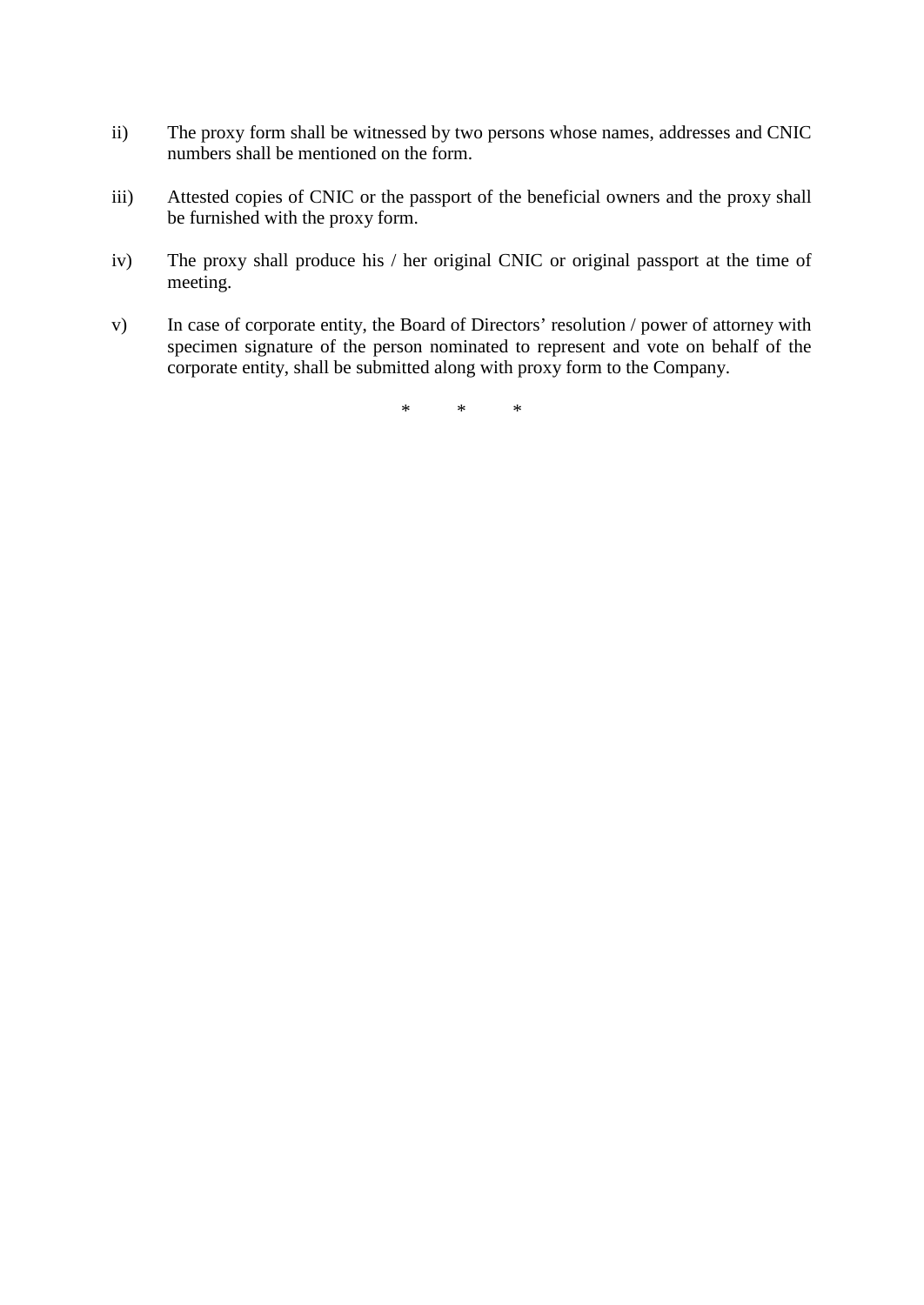ii) The proxy form shall be witnessed by two persons whose names, addresses and CNIC numbers shall be mentioned on the form.

iii) Attested copies of CNIC or the passport of the beneficial owners and the proxy shall be furnished with the proxy form.

iv) The proxy shall produce his / her original CNIC or original passport at the time of meeting.

v) In case of corporate entity, the Board of Directors' resolution / power of attorney with specimen signature of the person nominated to represent and vote on behalf of the corporate entity, shall be submitted along with proxy form to the Company.

\* \* \*